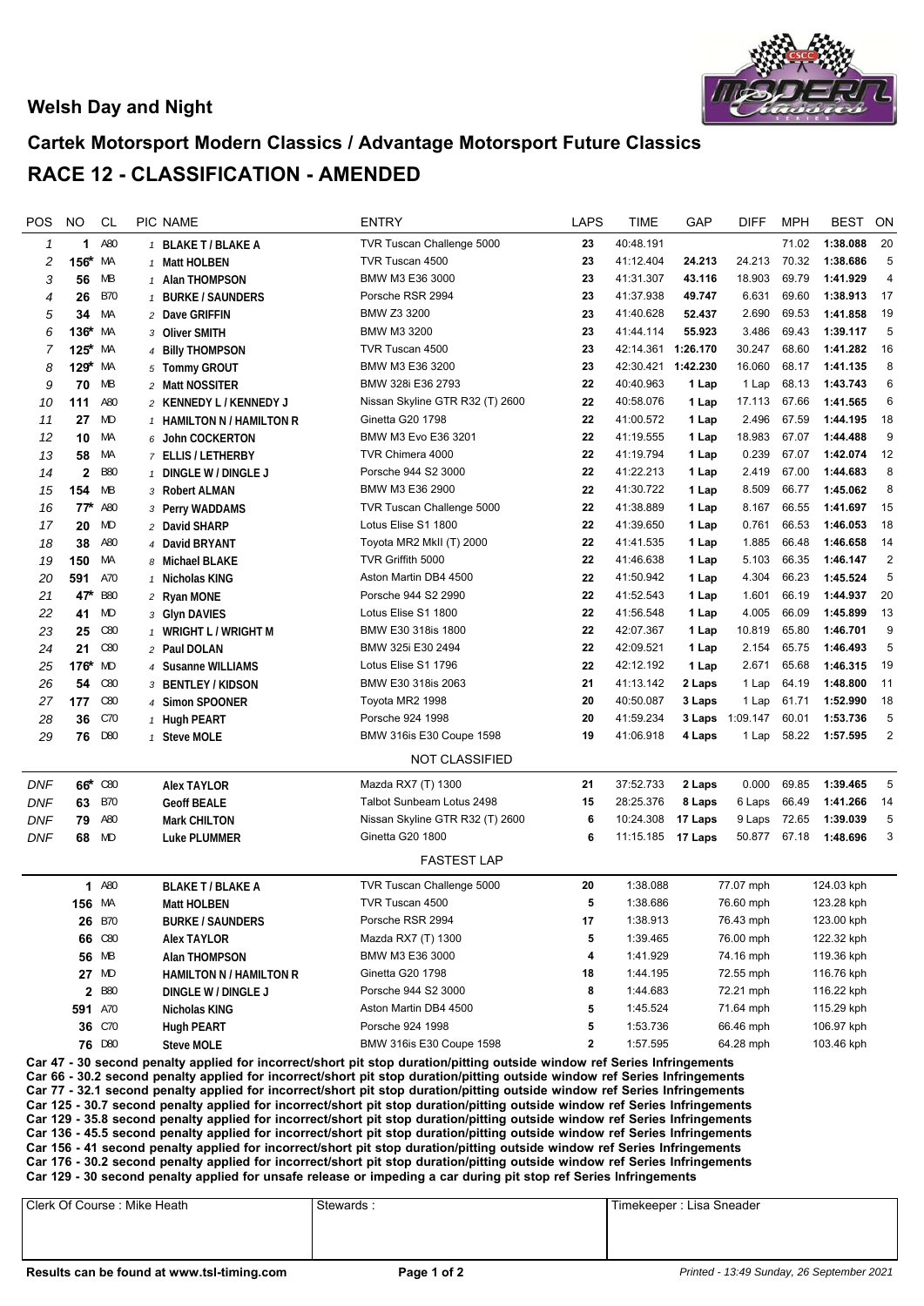# Welsh Day and Night

## Cartek Motorsport Modern Classics / Advantage Motorsport Future Classics

## RACE 12 - CLASSIFICATION - AMENDED

| POS | NO | CL | PIC | NAME | ENTRY | LAPS | TIME | GAP | DIFF | MPH | BEST | ON |
|---|---|---|---|---|---|---|---|---|---|---|---|---|
| 1 | 1 | A80 | 1 | BLAKE T / BLAKE A | TVR Tuscan Challenge 5000 | 23 | 40:48.191 | | | 71.02 | 1:38.088 | 20 |
| 2 | 156* | MA | 1 | Matt HOLBEN | TVR Tuscan 4500 | 23 | 41:12.404 | 24.213 | 24.213 | 70.32 | 1:38.686 | 5 |
| 3 | 56 | MB | 1 | Alan THOMPSON | BMW M3 E36 3000 | 23 | 41:31.307 | 43.116 | 18.903 | 69.79 | 1:41.929 | 4 |
| 4 | 26 | B70 | 1 | BURKE / SAUNDERS | Porsche RSR 2994 | 23 | 41:37.938 | 49.747 | 6.631 | 69.60 | 1:38.913 | 17 |
| 5 | 34 | MA | 2 | Dave GRIFFIN | BMW Z3 3200 | 23 | 41:40.628 | 52.437 | 2.690 | 69.53 | 1:41.858 | 19 |
| 6 | 136* | MA | 3 | Oliver SMITH | BMW M3 3200 | 23 | 41:44.114 | 55.923 | 3.486 | 69.43 | 1:39.117 | 5 |
| 7 | 125* | MA | 4 | Billy THOMPSON | TVR Tuscan 4500 | 23 | 42:14.361 | 1:26.170 | 30.247 | 68.60 | 1:41.282 | 16 |
| 8 | 129* | MA | 5 | Tommy GROUT | BMW M3 E36 3200 | 23 | 42:30.421 | 1:42.230 | 16.060 | 68.17 | 1:41.135 | 8 |
| 9 | 70 | MB | 2 | Matt NOSSITER | BMW 328i E36 2793 | 22 | 40:40.963 | 1 Lap | 1 Lap | 68.13 | 1:43.743 | 6 |
| 10 | 111 | A80 | 2 | KENNEDY L / KENNEDY J | Nissan Skyline GTR R32 (T) 2600 | 22 | 40:58.076 | 1 Lap | 17.113 | 67.66 | 1:41.565 | 6 |
| 11 | 27 | MD | 1 | HAMILTON N / HAMILTON R | Ginetta G20 1798 | 22 | 41:00.572 | 1 Lap | 2.496 | 67.59 | 1:44.195 | 18 |
| 12 | 10 | MA | 6 | John COCKERTON | BMW M3 Evo E36 3201 | 22 | 41:19.555 | 1 Lap | 18.983 | 67.07 | 1:44.488 | 9 |
| 13 | 58 | MA | 7 | ELLIS / LETHERBY | TVR Chimera 4000 | 22 | 41:19.794 | 1 Lap | 0.239 | 67.07 | 1:42.074 | 12 |
| 14 | 2 | B80 | 1 | DINGLE W / DINGLE J | Porsche 944 S2 3000 | 22 | 41:22.213 | 1 Lap | 2.419 | 67.00 | 1:44.683 | 8 |
| 15 | 154 | MB | 3 | Robert ALMAN | BMW M3 E36 2900 | 22 | 41:30.722 | 1 Lap | 8.509 | 66.77 | 1:45.062 | 8 |
| 16 | 77* | A80 | 3 | Perry WADDAMS | TVR Tuscan Challenge 5000 | 22 | 41:38.889 | 1 Lap | 8.167 | 66.55 | 1:41.697 | 15 |
| 17 | 20 | MD | 2 | David SHARP | Lotus Elise S1 1800 | 22 | 41:39.650 | 1 Lap | 0.761 | 66.53 | 1:46.053 | 18 |
| 18 | 38 | A80 | 4 | David BRYANT | Toyota MR2 MkII (T) 2000 | 22 | 41:41.535 | 1 Lap | 1.885 | 66.48 | 1:46.658 | 14 |
| 19 | 150 | MA | 8 | Michael BLAKE | TVR Griffith 5000 | 22 | 41:46.638 | 1 Lap | 5.103 | 66.35 | 1:46.147 | 2 |
| 20 | 591 | A70 | 1 | Nicholas KING | Aston Martin DB4 4500 | 22 | 41:50.942 | 1 Lap | 4.304 | 66.23 | 1:45.524 | 5 |
| 21 | 47* | B80 | 2 | Ryan MONE | Porsche 944 S2 2990 | 22 | 41:52.543 | 1 Lap | 1.601 | 66.19 | 1:44.937 | 20 |
| 22 | 41 | MD | 3 | Glyn DAVIES | Lotus Elise S1 1800 | 22 | 41:56.548 | 1 Lap | 4.005 | 66.09 | 1:45.899 | 13 |
| 23 | 25 | C80 | 1 | WRIGHT L / WRIGHT M | BMW E30 318is 1800 | 22 | 42:07.367 | 1 Lap | 10.819 | 65.80 | 1:46.701 | 9 |
| 24 | 21 | C80 | 2 | Paul DOLAN | BMW 325i E30 2494 | 22 | 42:09.521 | 1 Lap | 2.154 | 65.75 | 1:46.493 | 5 |
| 25 | 176* | MD | 4 | Susanne WILLIAMS | Lotus Elise S1 1796 | 22 | 42:12.192 | 1 Lap | 2.671 | 65.68 | 1:46.315 | 19 |
| 26 | 54 | C80 | 3 | BENTLEY / KIDSON | BMW E30 318is 2063 | 21 | 41:13.142 | 2 Laps | 1 Lap | 64.19 | 1:48.800 | 11 |
| 27 | 177 | C80 | 4 | Simon SPOONER | Toyota MR2 1998 | 20 | 40:50.087 | 3 Laps | 1 Lap | 61.71 | 1:52.990 | 18 |
| 28 | 36 | C70 | 1 | Hugh PEART | Porsche 924 1998 | 20 | 41:59.234 | 3 Laps | 1:09.147 | 60.01 | 1:53.736 | 5 |
| 29 | 76 | D80 | 1 | Steve MOLE | BMW 316is E30 Coupe 1598 | 19 | 41:06.918 | 4 Laps | 1 Lap | 58.22 | 1:57.595 | 2 |
| | | | | | **NOT CLASSIFIED** | | | | | | | |
| DNF | 66* | C80 | | Alex TAYLOR | Mazda RX7 (T) 1300 | 21 | 37:52.733 | 2 Laps | 0.000 | 69.85 | 1:39.465 | 5 |
| DNF | 63 | B70 | | Geoff BEALE | Talbot Sunbeam Lotus 2498 | 15 | 28:25.376 | 8 Laps | 6 Laps | 66.49 | 1:41.266 | 14 |
| DNF | 79 | A80 | | Mark CHILTON | Nissan Skyline GTR R32 (T) 2600 | 6 | 10:24.308 | 17 Laps | 9 Laps | 72.65 | 1:39.039 | 5 |
| DNF | 68 | MD | | Luke PLUMMER | Ginetta G20 1800 | 6 | 11:15.185 | 17 Laps | 50.877 | 67.18 | 1:48.696 | 3 |

### FASTEST LAP

| NO | CL | NAME | ENTRY | LAP | TIME | MPH | KPH |
|---|---|---|---|---|---|---|---|
| 1 | A80 | BLAKE T / BLAKE A | TVR Tuscan Challenge 5000 | 20 | 1:38.088 | 77.07 mph | 124.03 kph |
| 156 | MA | Matt HOLBEN | TVR Tuscan 4500 | 5 | 1:38.686 | 76.60 mph | 123.28 kph |
| 26 | B70 | BURKE / SAUNDERS | Porsche RSR 2994 | 17 | 1:38.913 | 76.43 mph | 123.00 kph |
| 66 | C80 | Alex TAYLOR | Mazda RX7 (T) 1300 | 5 | 1:39.465 | 76.00 mph | 122.32 kph |
| 56 | MB | Alan THOMPSON | BMW M3 E36 3000 | 4 | 1:41.929 | 74.16 mph | 119.36 kph |
| 27 | MD | HAMILTON N / HAMILTON R | Ginetta G20 1798 | 18 | 1:44.195 | 72.55 mph | 116.76 kph |
| 2 | B80 | DINGLE W / DINGLE J | Porsche 944 S2 3000 | 8 | 1:44.683 | 72.21 mph | 116.22 kph |
| 591 | A70 | Nicholas KING | Aston Martin DB4 4500 | 5 | 1:45.524 | 71.64 mph | 115.29 kph |
| 36 | C70 | Hugh PEART | Porsche 924 1998 | 5 | 1:53.736 | 66.46 mph | 106.97 kph |
| 76 | D80 | Steve MOLE | BMW 316is E30 Coupe 1598 | 2 | 1:57.595 | 64.28 mph | 103.46 kph |

**Car 47 - 30 second penalty applied for incorrect/short pit stop duration/pitting outside window ref Series Infringements**
**Car 66 - 30.2 second penalty applied for incorrect/short pit stop duration/pitting outside window ref Series Infringements**
**Car 77 - 32.1 second penalty applied for incorrect/short pit stop duration/pitting outside window ref Series Infringements**
**Car 125 - 30.7 second penalty applied for incorrect/short pit stop duration/pitting outside window ref Series Infringements**
**Car 129 - 35.8 second penalty applied for incorrect/short pit stop duration/pitting outside window ref Series Infringements**
**Car 136 - 45.5 second penalty applied for incorrect/short pit stop duration/pitting outside window ref Series Infringements**
**Car 156 - 41 second penalty applied for incorrect/short pit stop duration/pitting outside window ref Series Infringements**
**Car 176 - 30.2 second penalty applied for incorrect/short pit stop duration/pitting outside window ref Series Infringements**
**Car 129 - 30 second penalty applied for unsafe release or impeding a car during pit stop ref Series Infringements**

| Clerk Of Course : Mike Heath | Stewards : | Timekeeper : Lisa Sneader |
|---|---|---|

**Results can be found at www.tsl-timing.com**

*Printed - 13:49 Sunday, 26 September 2021*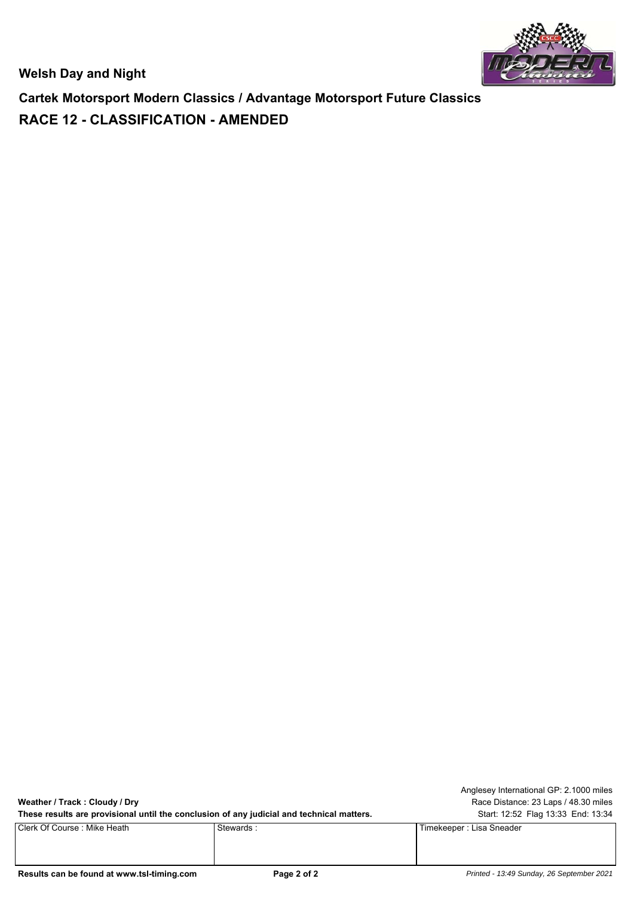**Welsh Day and Night**

## Cartek Motorsport Modern Classics / Advantage Motorsport Future Classics

## RACE 12 - CLASSIFICATION - AMENDED

**Weather / Track : Cloudy / Dry**

**These results are provisional until the conclusion of any judicial and technical matters.**

Anglesey International GP: 2.1000 miles
Race Distance: 23 Laps / 48.30 miles
Start: 12:52 Flag 13:33 End: 13:34

| | | |
|---|---|---|
| Clerk Of Course : Mike Heath | Stewards : | Timekeeper : Lisa Sneader |

**Results can be found at www.tsl-timing.com**

*Printed - 13:49 Sunday, 26 September 2021*